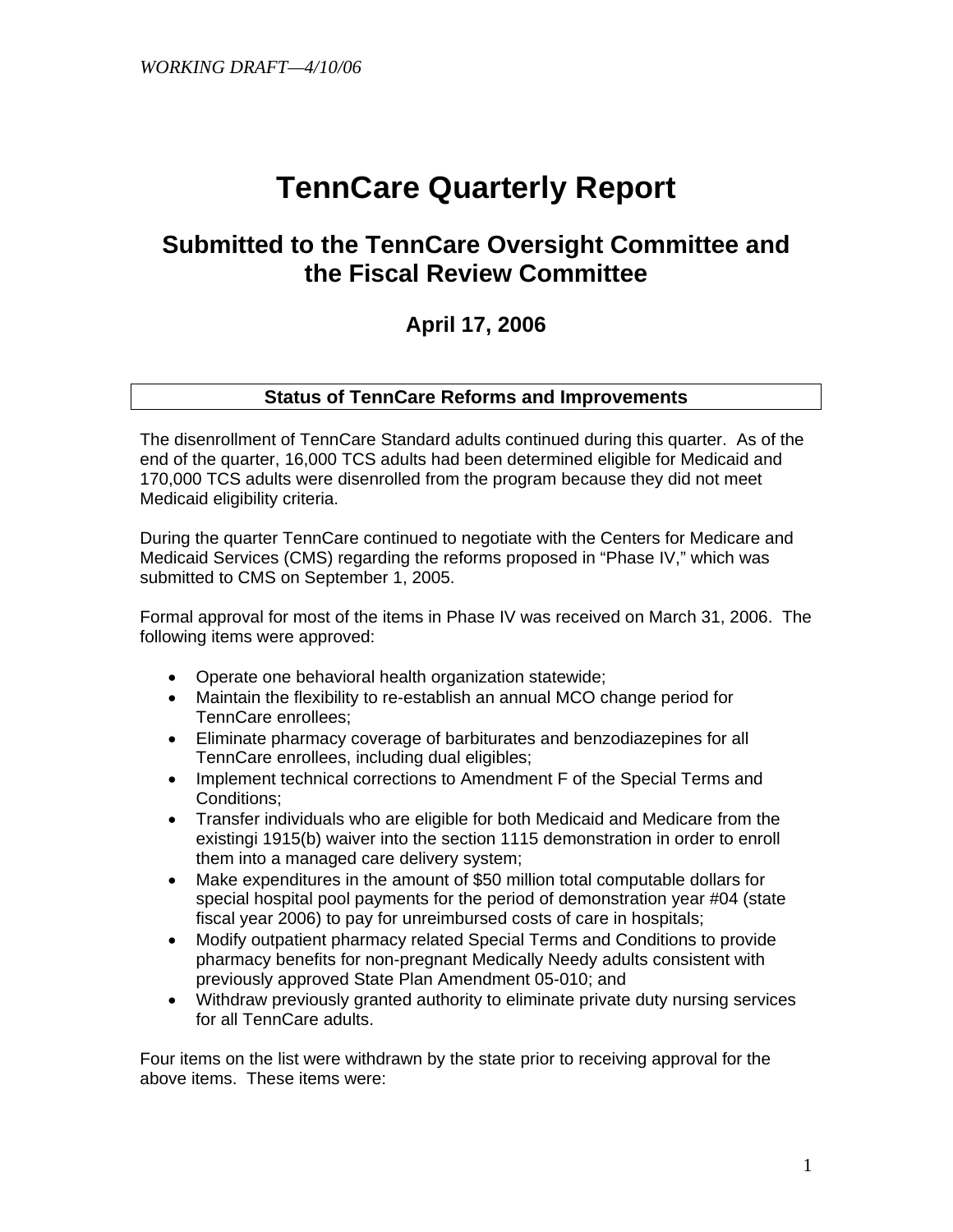*WORKING DRAFT—4/10/06*

# TennCare Quarterly Report

## Submitted to the TennCare Oversight Committee and the Fiscal Review Committee

### April 17, 2006

**Status of TennCare Reforms and Improvements**

The disenrollment of TennCare Standard adults continued during this quarter. As of the end of the quarter, 16,000 TCS adults had been determined eligible for Medicaid and 170,000 TCS adults were disenrolled from the program because they did not meet Medicaid eligibility criteria.

During the quarter TennCare continued to negotiate with the Centers for Medicare and Medicaid Services (CMS) regarding the reforms proposed in "Phase IV," which was submitted to CMS on September 1, 2005.

Formal approval for most of the items in Phase IV was received on March 31, 2006. The following items were approved:

- Operate one behavioral health organization statewide;
- Maintain the flexibility to re-establish an annual MCO change period for TennCare enrollees;
- Eliminate pharmacy coverage of barbiturates and benzodiazepines for all TennCare enrollees, including dual eligibles;
- Implement technical corrections to Amendment F of the Special Terms and Conditions;
- Transfer individuals who are eligible for both Medicaid and Medicare from the existingi 1915(b) waiver into the section 1115 demonstration in order to enroll them into a managed care delivery system;
- Make expenditures in the amount of $50 million total computable dollars for special hospital pool payments for the period of demonstration year #04 (state fiscal year 2006) to pay for unreimbursed costs of care in hospitals;
- Modify outpatient pharmacy related Special Terms and Conditions to provide pharmacy benefits for non-pregnant Medically Needy adults consistent with previously approved State Plan Amendment 05-010; and
- Withdraw previously granted authority to eliminate private duty nursing services for all TennCare adults.

Four items on the list were withdrawn by the state prior to receiving approval for the above items. These items were: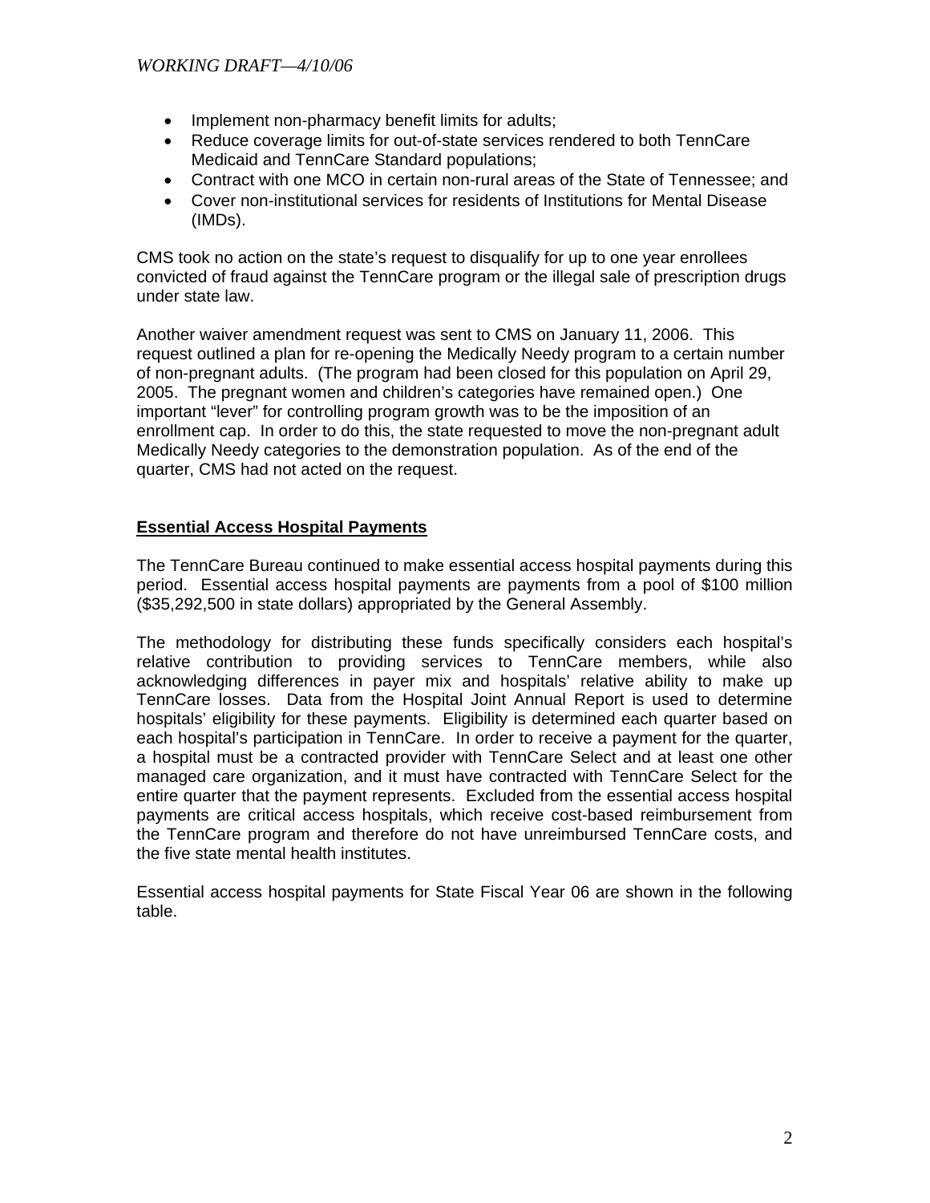- Implement non-pharmacy benefit limits for adults;
- Reduce coverage limits for out-of-state services rendered to both TennCare Medicaid and TennCare Standard populations;
- Contract with one MCO in certain non-rural areas of the State of Tennessee; and
- Cover non-institutional services for residents of Institutions for Mental Disease (IMDs).

CMS took no action on the state's request to disqualify for up to one year enrollees convicted of fraud against the TennCare program or the illegal sale of prescription drugs under state law.

Another waiver amendment request was sent to CMS on January 11, 2006. This request outlined a plan for re-opening the Medically Needy program to a certain number of non-pregnant adults. (The program had been closed for this population on April 29, 2005. The pregnant women and children's categories have remained open.) One important "lever" for controlling program growth was to be the imposition of an enrollment cap. In order to do this, the state requested to move the non-pregnant adult Medically Needy categories to the demonstration population. As of the end of the quarter, CMS had not acted on the request.

## Essential Access Hospital Payments

The TennCare Bureau continued to make essential access hospital payments during this period. Essential access hospital payments are payments from a pool of $100 million ($35,292,500 in state dollars) appropriated by the General Assembly.

The methodology for distributing these funds specifically considers each hospital's relative contribution to providing services to TennCare members, while also acknowledging differences in payer mix and hospitals' relative ability to make up TennCare losses. Data from the Hospital Joint Annual Report is used to determine hospitals' eligibility for these payments. Eligibility is determined each quarter based on each hospital's participation in TennCare. In order to receive a payment for the quarter, a hospital must be a contracted provider with TennCare Select and at least one other managed care organization, and it must have contracted with TennCare Select for the entire quarter that the payment represents. Excluded from the essential access hospital payments are critical access hospitals, which receive cost-based reimbursement from the TennCare program and therefore do not have unreimbursed TennCare costs, and the five state mental health institutes.

Essential access hospital payments for State Fiscal Year 06 are shown in the following table.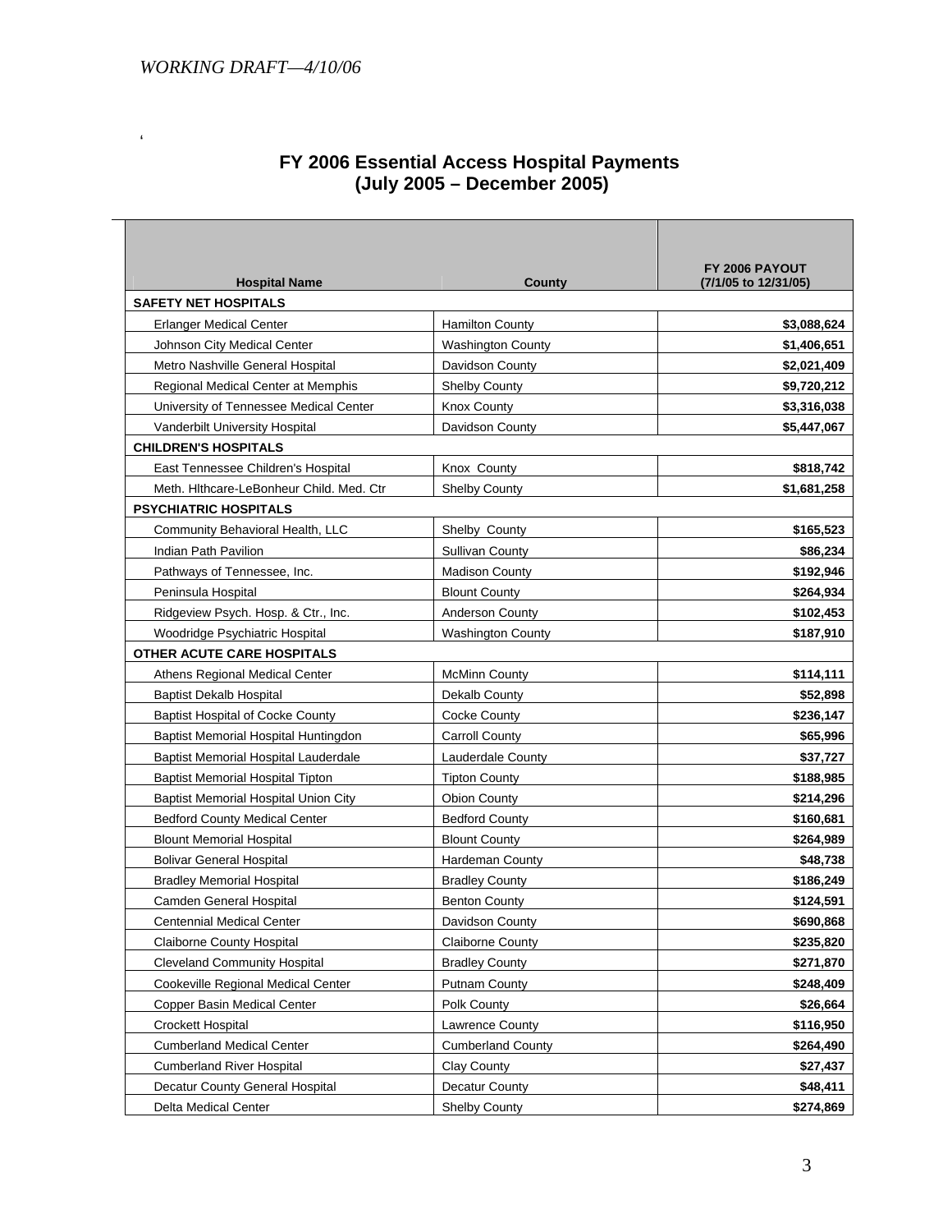*WORKING DRAFT—4/10/06*

## FY 2006 Essential Access Hospital Payments (July 2005 – December 2005)

| Hospital Name | County | FY 2006 PAYOUT (7/1/05 to 12/31/05) |
|---|---|---|
| **SAFETY NET HOSPITALS** | | |
| Erlanger Medical Center | Hamilton County | **$3,088,624** |
| Johnson City Medical Center | Washington County | **$1,406,651** |
| Metro Nashville General Hospital | Davidson County | **$2,021,409** |
| Regional Medical Center at Memphis | Shelby County | **$9,720,212** |
| University of Tennessee Medical Center | Knox County | **$3,316,038** |
| Vanderbilt University Hospital | Davidson County | **$5,447,067** |
| **CHILDREN'S HOSPITALS** | | |
| East Tennessee Children's Hospital | Knox County | **$818,742** |
| Meth. Hlthcare-LeBonheur Child. Med. Ctr | Shelby County | **$1,681,258** |
| **PSYCHIATRIC HOSPITALS** | | |
| Community Behavioral Health, LLC | Shelby County | **$165,523** |
| Indian Path Pavilion | Sullivan County | **$86,234** |
| Pathways of Tennessee, Inc. | Madison County | **$192,946** |
| Peninsula Hospital | Blount County | **$264,934** |
| Ridgeview Psych. Hosp. & Ctr., Inc. | Anderson County | **$102,453** |
| Woodridge Psychiatric Hospital | Washington County | **$187,910** |
| **OTHER ACUTE CARE HOSPITALS** | | |
| Athens Regional Medical Center | McMinn County | **$114,111** |
| Baptist Dekalb Hospital | Dekalb County | **$52,898** |
| Baptist Hospital of Cocke County | Cocke County | **$236,147** |
| Baptist Memorial Hospital Huntingdon | Carroll County | **$65,996** |
| Baptist Memorial Hospital Lauderdale | Lauderdale County | **$37,727** |
| Baptist Memorial Hospital Tipton | Tipton County | **$188,985** |
| Baptist Memorial Hospital Union City | Obion County | **$214,296** |
| Bedford County Medical Center | Bedford County | **$160,681** |
| Blount Memorial Hospital | Blount County | **$264,989** |
| Bolivar General Hospital | Hardeman County | **$48,738** |
| Bradley Memorial Hospital | Bradley County | **$186,249** |
| Camden General Hospital | Benton County | **$124,591** |
| Centennial Medical Center | Davidson County | **$690,868** |
| Claiborne County Hospital | Claiborne County | **$235,820** |
| Cleveland Community Hospital | Bradley County | **$271,870** |
| Cookeville Regional Medical Center | Putnam County | **$248,409** |
| Copper Basin Medical Center | Polk County | **$26,664** |
| Crockett Hospital | Lawrence County | **$116,950** |
| Cumberland Medical Center | Cumberland County | **$264,490** |
| Cumberland River Hospital | Clay County | **$27,437** |
| Decatur County General Hospital | Decatur County | **$48,411** |
| Delta Medical Center | Shelby County | **$274,869** |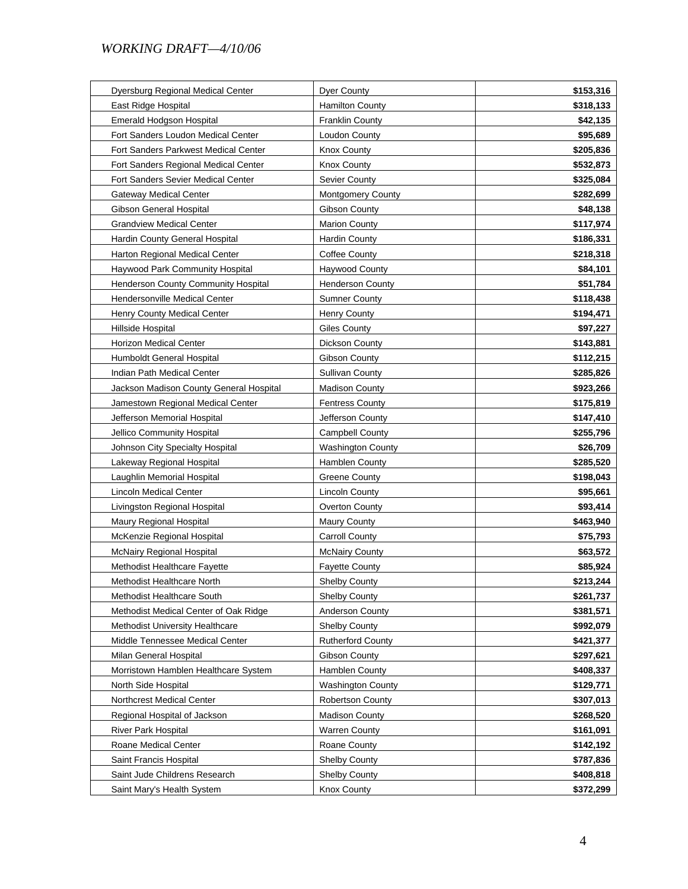| Dyersburg Regional Medical Center | Dyer County | **$153,316** |
|---|---|---|
| East Ridge Hospital | Hamilton County | **$318,133** |
| Emerald Hodgson Hospital | Franklin County | **$42,135** |
| Fort Sanders Loudon Medical Center | Loudon County | **$95,689** |
| Fort Sanders Parkwest Medical Center | Knox County | **$205,836** |
| Fort Sanders Regional Medical Center | Knox County | **$532,873** |
| Fort Sanders Sevier Medical Center | Sevier County | **$325,084** |
| Gateway Medical Center | Montgomery County | **$282,699** |
| Gibson General Hospital | Gibson County | **$48,138** |
| Grandview Medical Center | Marion County | **$117,974** |
| Hardin County General Hospital | Hardin County | **$186,331** |
| Harton Regional Medical Center | Coffee County | **$218,318** |
| Haywood Park Community Hospital | Haywood County | **$84,101** |
| Henderson County Community Hospital | Henderson County | **$51,784** |
| Hendersonville Medical Center | Sumner County | **$118,438** |
| Henry County Medical Center | Henry County | **$194,471** |
| Hillside Hospital | Giles County | **$97,227** |
| Horizon Medical Center | Dickson County | **$143,881** |
| Humboldt General Hospital | Gibson County | **$112,215** |
| Indian Path Medical Center | Sullivan County | **$285,826** |
| Jackson Madison County General Hospital | Madison County | **$923,266** |
| Jamestown Regional Medical Center | Fentress County | **$175,819** |
| Jefferson Memorial Hospital | Jefferson County | **$147,410** |
| Jellico Community Hospital | Campbell County | **$255,796** |
| Johnson City Specialty Hospital | Washington County | **$26,709** |
| Lakeway Regional Hospital | Hamblen County | **$285,520** |
| Laughlin Memorial Hospital | Greene County | **$198,043** |
| Lincoln Medical Center | Lincoln County | **$95,661** |
| Livingston Regional Hospital | Overton County | **$93,414** |
| Maury Regional Hospital | Maury County | **$463,940** |
| McKenzie Regional Hospital | Carroll County | **$75,793** |
| McNairy Regional Hospital | McNairy County | **$63,572** |
| Methodist Healthcare Fayette | Fayette County | **$85,924** |
| Methodist Healthcare North | Shelby County | **$213,244** |
| Methodist Healthcare South | Shelby County | **$261,737** |
| Methodist Medical Center of Oak Ridge | Anderson County | **$381,571** |
| Methodist University Healthcare | Shelby County | **$992,079** |
| Middle Tennessee Medical Center | Rutherford County | **$421,377** |
| Milan General Hospital | Gibson County | **$297,621** |
| Morristown Hamblen Healthcare System | Hamblen County | **$408,337** |
| North Side Hospital | Washington County | **$129,771** |
| Northcrest Medical Center | Robertson County | **$307,013** |
| Regional Hospital of Jackson | Madison County | **$268,520** |
| River Park Hospital | Warren County | **$161,091** |
| Roane Medical Center | Roane County | **$142,192** |
| Saint Francis Hospital | Shelby County | **$787,836** |
| Saint Jude Childrens Research | Shelby County | **$408,818** |
| Saint Mary's Health System | Knox County | **$372,299** |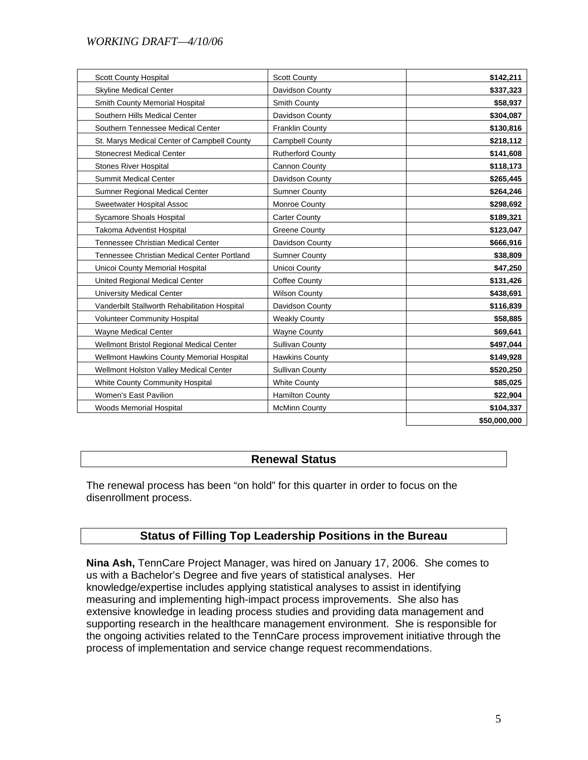| | | |
|---|---|---|
| Scott County Hospital | Scott County | **$142,211** |
| Skyline Medical Center | Davidson County | **$337,323** |
| Smith County Memorial Hospital | Smith County | **$58,937** |
| Southern Hills Medical Center | Davidson County | **$304,087** |
| Southern Tennessee Medical Center | Franklin County | **$130,816** |
| St. Marys Medical Center of Campbell County | Campbell County | **$218,112** |
| Stonecrest Medical Center | Rutherford County | **$141,608** |
| Stones River Hospital | Cannon County | **$118,173** |
| Summit Medical Center | Davidson County | **$265,445** |
| Sumner Regional Medical Center | Sumner County | **$264,246** |
| Sweetwater Hospital Assoc | Monroe County | **$298,692** |
| Sycamore Shoals Hospital | Carter County | **$189,321** |
| Takoma Adventist Hospital | Greene County | **$123,047** |
| Tennessee Christian Medical Center | Davidson County | **$666,916** |
| Tennessee Christian Medical Center Portland | Sumner County | **$38,809** |
| Unicoi County Memorial Hospital | Unicoi County | **$47,250** |
| United Regional Medical Center | Coffee County | **$131,426** |
| University Medical Center | Wilson County | **$438,691** |
| Vanderbilt Stallworth Rehabilitation Hospital | Davidson County | **$116,839** |
| Volunteer Community Hospital | Weakly County | **$58,885** |
| Wayne Medical Center | Wayne County | **$69,641** |
| Wellmont Bristol Regional Medical Center | Sullivan County | **$497,044** |
| Wellmont Hawkins County Memorial Hospital | Hawkins County | **$149,928** |
| Wellmont Holston Valley Medical Center | Sullivan County | **$520,250** |
| White County Community Hospital | White County | **$85,025** |
| Women's East Pavilion | Hamilton County | **$22,904** |
| Woods Memorial Hospital | McMinn County | **$104,337** |
| | | **$50,000,000** |

## Renewal Status

The renewal process has been "on hold" for this quarter in order to focus on the disenrollment process.

## Status of Filling Top Leadership Positions in the Bureau

**Nina Ash,** TennCare Project Manager, was hired on January 17, 2006. She comes to us with a Bachelor's Degree and five years of statistical analyses. Her knowledge/expertise includes applying statistical analyses to assist in identifying measuring and implementing high-impact process improvements. She also has extensive knowledge in leading process studies and providing data management and supporting research in the healthcare management environment. She is responsible for the ongoing activities related to the TennCare process improvement initiative through the process of implementation and service change request recommendations.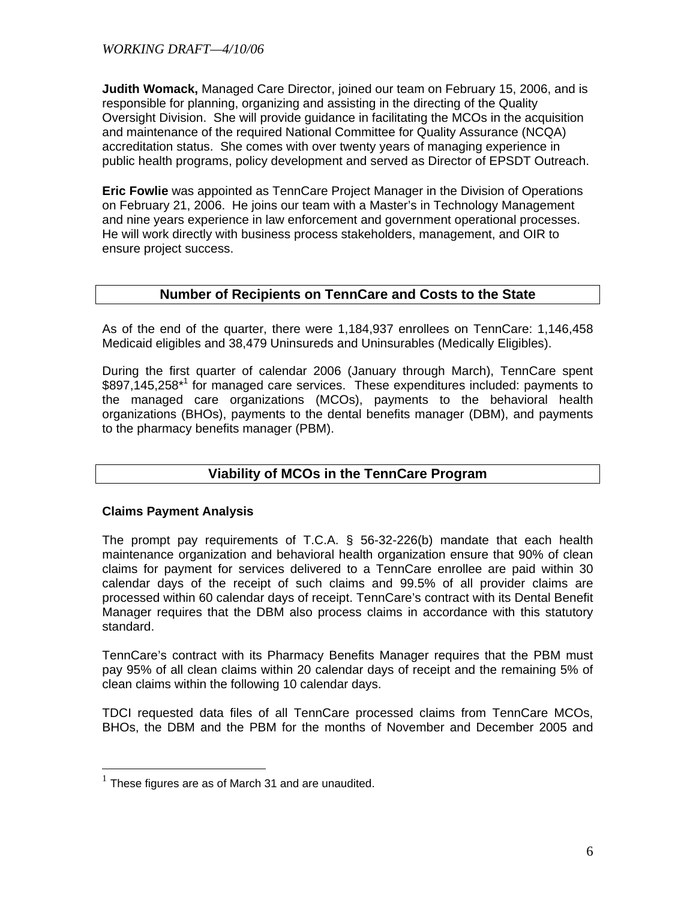**Judith Womack,** Managed Care Director, joined our team on February 15, 2006, and is responsible for planning, organizing and assisting in the directing of the Quality Oversight Division. She will provide guidance in facilitating the MCOs in the acquisition and maintenance of the required National Committee for Quality Assurance (NCQA) accreditation status. She comes with over twenty years of managing experience in public health programs, policy development and served as Director of EPSDT Outreach.

**Eric Fowlie** was appointed as TennCare Project Manager in the Division of Operations on February 21, 2006. He joins our team with a Master's in Technology Management and nine years experience in law enforcement and government operational processes. He will work directly with business process stakeholders, management, and OIR to ensure project success.

## Number of Recipients on TennCare and Costs to the State

As of the end of the quarter, there were 1,184,937 enrollees on TennCare: 1,146,458 Medicaid eligibles and 38,479 Uninsureds and Uninsurables (Medically Eligibles).

During the first quarter of calendar 2006 (January through March), TennCare spent $897,145,258*[1] for managed care services. These expenditures included: payments to the managed care organizations (MCOs), payments to the behavioral health organizations (BHOs), payments to the dental benefits manager (DBM), and payments to the pharmacy benefits manager (PBM).

## Viability of MCOs in the TennCare Program

### Claims Payment Analysis

The prompt pay requirements of T.C.A. § 56-32-226(b) mandate that each health maintenance organization and behavioral health organization ensure that 90% of clean claims for payment for services delivered to a TennCare enrollee are paid within 30 calendar days of the receipt of such claims and 99.5% of all provider claims are processed within 60 calendar days of receipt. TennCare's contract with its Dental Benefit Manager requires that the DBM also process claims in accordance with this statutory standard.

TennCare's contract with its Pharmacy Benefits Manager requires that the PBM must pay 95% of all clean claims within 20 calendar days of receipt and the remaining 5% of clean claims within the following 10 calendar days.

TDCI requested data files of all TennCare processed claims from TennCare MCOs, BHOs, the DBM and the PBM for the months of November and December 2005 and

[1] These figures are as of March 31 and are unaudited.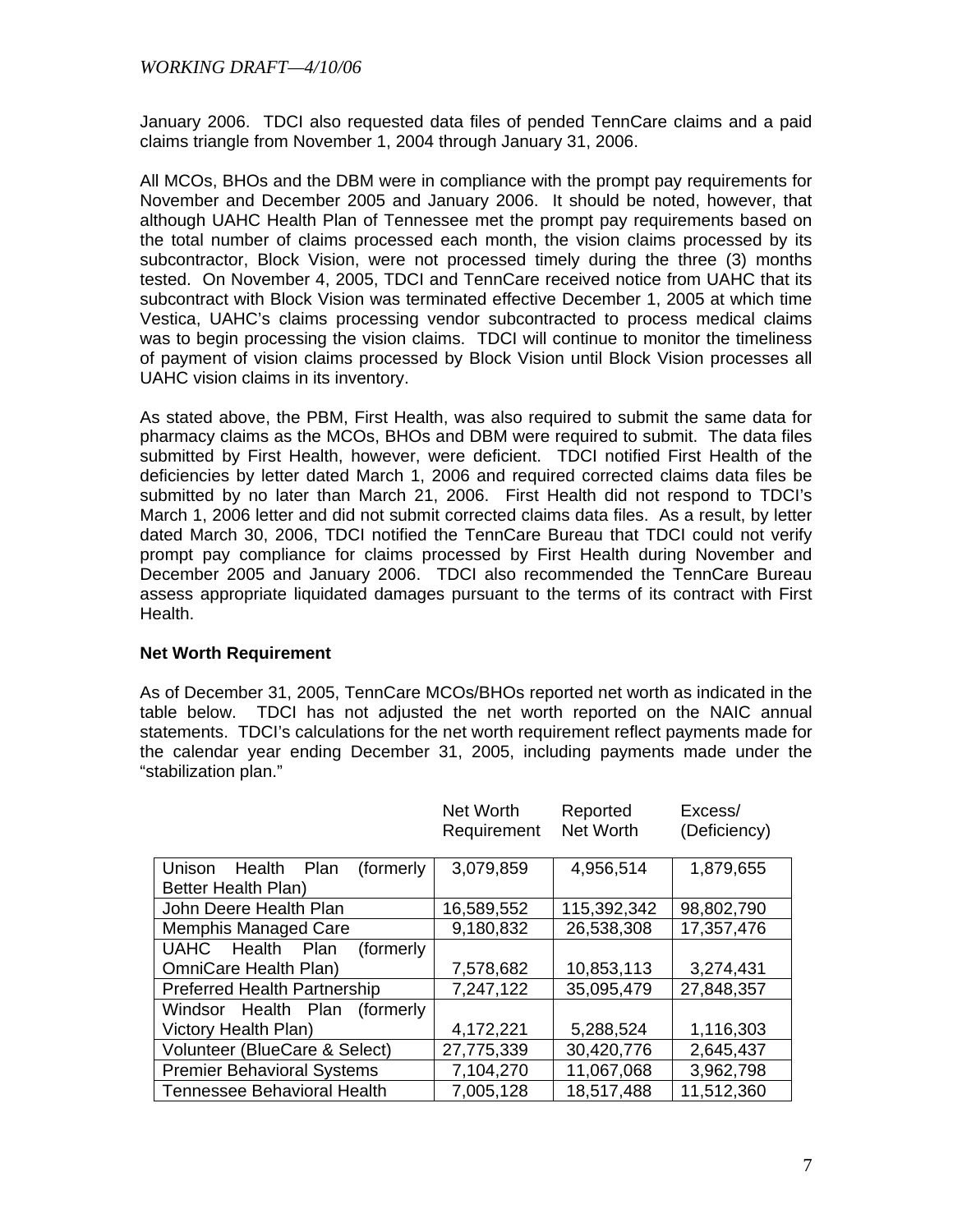January 2006. TDCI also requested data files of pended TennCare claims and a paid claims triangle from November 1, 2004 through January 31, 2006.

All MCOs, BHOs and the DBM were in compliance with the prompt pay requirements for November and December 2005 and January 2006. It should be noted, however, that although UAHC Health Plan of Tennessee met the prompt pay requirements based on the total number of claims processed each month, the vision claims processed by its subcontractor, Block Vision, were not processed timely during the three (3) months tested. On November 4, 2005, TDCI and TennCare received notice from UAHC that its subcontract with Block Vision was terminated effective December 1, 2005 at which time Vestica, UAHC's claims processing vendor subcontracted to process medical claims was to begin processing the vision claims. TDCI will continue to monitor the timeliness of payment of vision claims processed by Block Vision until Block Vision processes all UAHC vision claims in its inventory.

As stated above, the PBM, First Health, was also required to submit the same data for pharmacy claims as the MCOs, BHOs and DBM were required to submit. The data files submitted by First Health, however, were deficient. TDCI notified First Health of the deficiencies by letter dated March 1, 2006 and required corrected claims data files be submitted by no later than March 21, 2006. First Health did not respond to TDCI's March 1, 2006 letter and did not submit corrected claims data files. As a result, by letter dated March 30, 2006, TDCI notified the TennCare Bureau that TDCI could not verify prompt pay compliance for claims processed by First Health during November and December 2005 and January 2006. TDCI also recommended the TennCare Bureau assess appropriate liquidated damages pursuant to the terms of its contract with First Health.

**Net Worth Requirement**

As of December 31, 2005, TennCare MCOs/BHOs reported net worth as indicated in the table below. TDCI has not adjusted the net worth reported on the NAIC annual statements. TDCI's calculations for the net worth requirement reflect payments made for the calendar year ending December 31, 2005, including payments made under the "stabilization plan."

| | Net Worth Requirement | Reported Net Worth | Excess/ (Deficiency) |
|---|---|---|---|
| Unison Health Plan (formerly Better Health Plan) | 3,079,859 | 4,956,514 | 1,879,655 |
| John Deere Health Plan | 16,589,552 | 115,392,342 | 98,802,790 |
| Memphis Managed Care | 9,180,832 | 26,538,308 | 17,357,476 |
| UAHC Health Plan (formerly OmniCare Health Plan) | 7,578,682 | 10,853,113 | 3,274,431 |
| Preferred Health Partnership | 7,247,122 | 35,095,479 | 27,848,357 |
| Windsor Health Plan (formerly Victory Health Plan) | 4,172,221 | 5,288,524 | 1,116,303 |
| Volunteer (BlueCare & Select) | 27,775,339 | 30,420,776 | 2,645,437 |
| Premier Behavioral Systems | 7,104,270 | 11,067,068 | 3,962,798 |
| Tennessee Behavioral Health | 7,005,128 | 18,517,488 | 11,512,360 |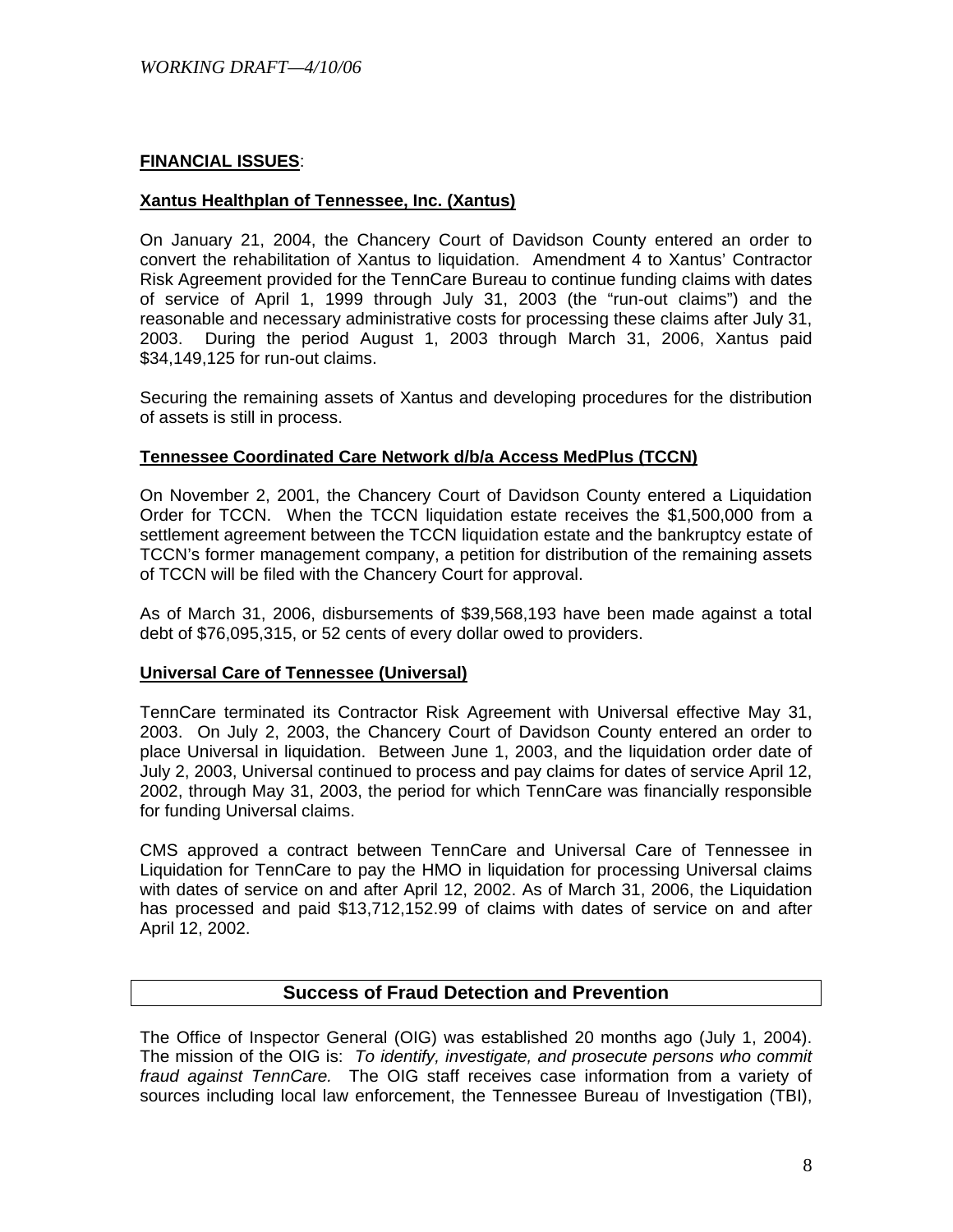**FINANCIAL ISSUES**:

**Xantus Healthplan of Tennessee, Inc. (Xantus)**

On January 21, 2004, the Chancery Court of Davidson County entered an order to convert the rehabilitation of Xantus to liquidation. Amendment 4 to Xantus' Contractor Risk Agreement provided for the TennCare Bureau to continue funding claims with dates of service of April 1, 1999 through July 31, 2003 (the "run-out claims") and the reasonable and necessary administrative costs for processing these claims after July 31, 2003. During the period August 1, 2003 through March 31, 2006, Xantus paid $34,149,125 for run-out claims.

Securing the remaining assets of Xantus and developing procedures for the distribution of assets is still in process.

**Tennessee Coordinated Care Network d/b/a Access MedPlus (TCCN)**

On November 2, 2001, the Chancery Court of Davidson County entered a Liquidation Order for TCCN. When the TCCN liquidation estate receives the $1,500,000 from a settlement agreement between the TCCN liquidation estate and the bankruptcy estate of TCCN's former management company, a petition for distribution of the remaining assets of TCCN will be filed with the Chancery Court for approval.

As of March 31, 2006, disbursements of $39,568,193 have been made against a total debt of $76,095,315, or 52 cents of every dollar owed to providers.

**Universal Care of Tennessee (Universal)**

TennCare terminated its Contractor Risk Agreement with Universal effective May 31, 2003. On July 2, 2003, the Chancery Court of Davidson County entered an order to place Universal in liquidation. Between June 1, 2003, and the liquidation order date of July 2, 2003, Universal continued to process and pay claims for dates of service April 12, 2002, through May 31, 2003, the period for which TennCare was financially responsible for funding Universal claims.

CMS approved a contract between TennCare and Universal Care of Tennessee in Liquidation for TennCare to pay the HMO in liquidation for processing Universal claims with dates of service on and after April 12, 2002. As of March 31, 2006, the Liquidation has processed and paid $13,712,152.99 of claims with dates of service on and after April 12, 2002.

## Success of Fraud Detection and Prevention

The Office of Inspector General (OIG) was established 20 months ago (July 1, 2004). The mission of the OIG is: *To identify, investigate, and prosecute persons who commit fraud against TennCare.* The OIG staff receives case information from a variety of sources including local law enforcement, the Tennessee Bureau of Investigation (TBI),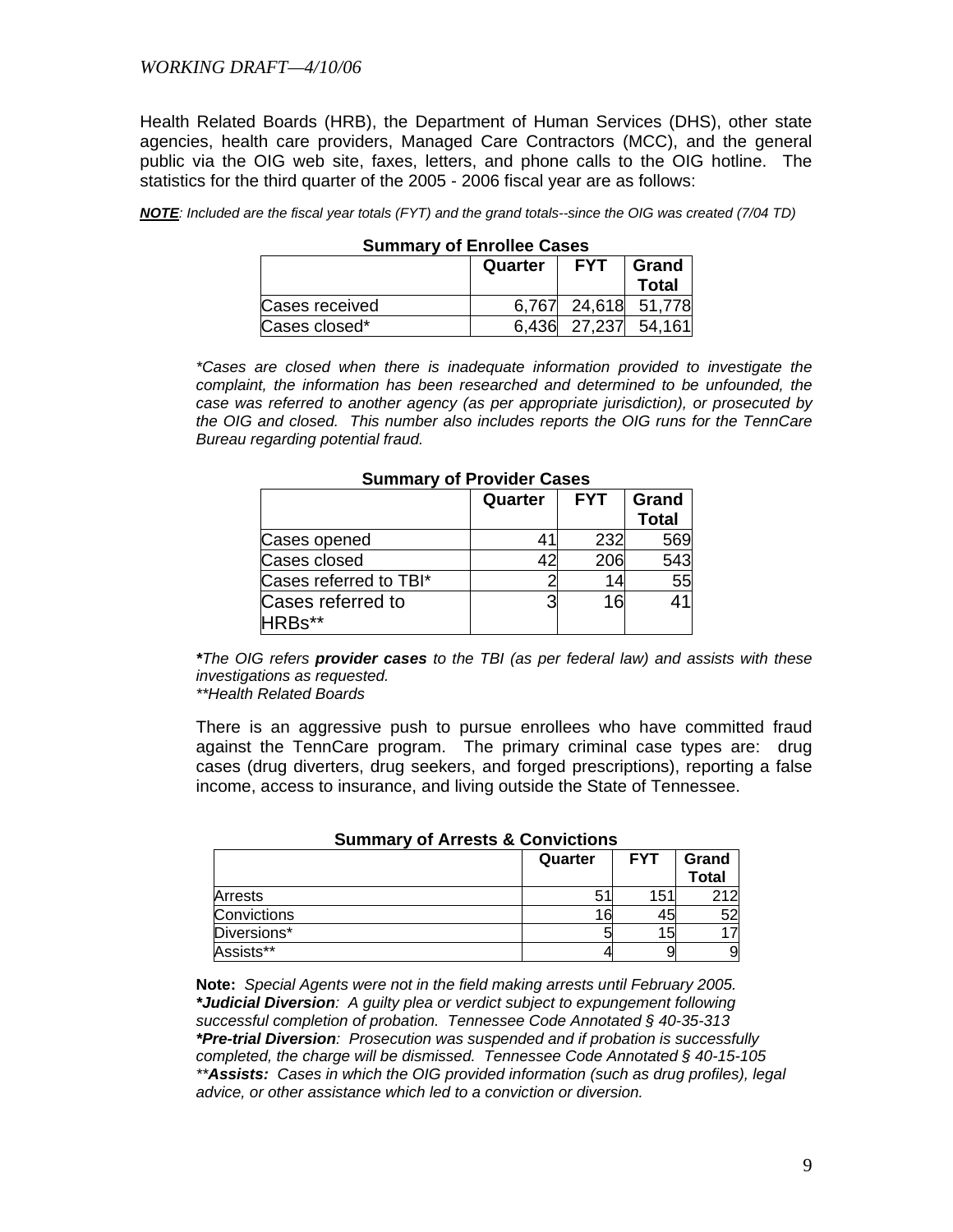*WORKING DRAFT—4/10/06*

Health Related Boards (HRB), the Department of Human Services (DHS), other state agencies, health care providers, Managed Care Contractors (MCC), and the general public via the OIG web site, faxes, letters, and phone calls to the OIG hotline. The statistics for the third quarter of the 2005 - 2006 fiscal year are as follows:

***NOTE***: *Included are the fiscal year totals (FYT) and the grand totals--since the OIG was created (7/04 TD)*

**Summary of Enrollee Cases**

| | Quarter | FYT | Grand Total |
|---|---|---|---|
| Cases received | 6,767 | 24,618 | 51,778 |
| Cases closed* | 6,436 | 27,237 | 54,161 |

*\*Cases are closed when there is inadequate information provided to investigate the complaint, the information has been researched and determined to be unfounded, the case was referred to another agency (as per appropriate jurisdiction), or prosecuted by the OIG and closed. This number also includes reports the OIG runs for the TennCare Bureau regarding potential fraud.*

**Summary of Provider Cases**

| | Quarter | FYT | Grand Total |
|---|---|---|---|
| Cases opened | 41 | 232 | 569 |
| Cases closed | 42 | 206 | 543 |
| Cases referred to TBI* | 2 | 14 | 55 |
| Cases referred to HRBs** | 3 | 16 | 41 |

***\****The OIG refers* ***provider cases*** *to the TBI (as per federal law) and assists with these investigations as requested.*
*\*\*Health Related Boards*

There is an aggressive push to pursue enrollees who have committed fraud against the TennCare program. The primary criminal case types are: drug cases (drug diverters, drug seekers, and forged prescriptions), reporting a false income, access to insurance, and living outside the State of Tennessee.

**Summary of Arrests & Convictions**

| | Quarter | FYT | Grand Total |
|---|---|---|---|
| Arrests | 51 | 151 | 212 |
| Convictions | 16 | 45 | 52 |
| Diversions* | 5 | 15 | 17 |
| Assists** | 4 | 9 | 9 |

**Note:** *Special Agents were not in the field making arrests until February 2005.*
***\*Judicial Diversion****: A guilty plea or verdict subject to expungement following successful completion of probation. Tennessee Code Annotated § 40-35-313*
***\*Pre-trial Diversion****: Prosecution was suspended and if probation is successfully completed, the charge will be dismissed. Tennessee Code Annotated § 40-15-105*
***\*\*Assists:*** *Cases in which the OIG provided information (such as drug profiles), legal advice, or other assistance which led to a conviction or diversion.*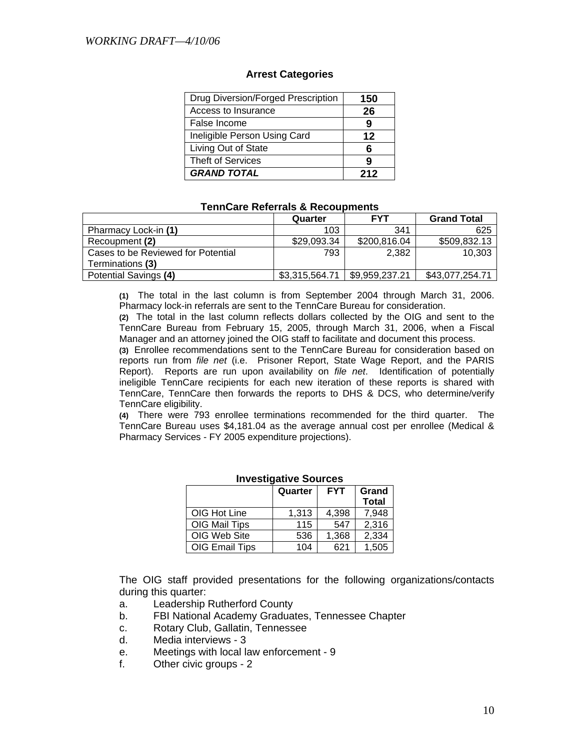*WORKING DRAFT—4/10/06*

### Arrest Categories

| Category | Count |
|---|---|
| Drug Diversion/Forged Prescription | **150** |
| Access to Insurance | **26** |
| False Income | **9** |
| Ineligible Person Using Card | **12** |
| Living Out of State | **6** |
| Theft of Services | **9** |
| ***GRAND TOTAL*** | **212** |

### TennCare Referrals & Recoupments

| | Quarter | FYT | Grand Total |
|---|---|---|---|
| Pharmacy Lock-in **(1)** | 103 | 341 | 625 |
| Recoupment **(2)** | $29,093.34 | $200,816.04 | $509,832.13 |
| Cases to be Reviewed for Potential Terminations **(3)** | 793 | 2,382 | 10,303 |
| Potential Savings **(4)** | $3,315,564.71 | $9,959,237.21 | $43,077,254.71 |

**(1)** The total in the last column is from September 2004 through March 31, 2006. Pharmacy lock-in referrals are sent to the TennCare Bureau for consideration.

**(2)** The total in the last column reflects dollars collected by the OIG and sent to the TennCare Bureau from February 15, 2005, through March 31, 2006, when a Fiscal Manager and an attorney joined the OIG staff to facilitate and document this process.

**(3)** Enrollee recommendations sent to the TennCare Bureau for consideration based on reports run from *file net* (i.e. Prisoner Report, State Wage Report, and the PARIS Report). Reports are run upon availability on *file net*. Identification of potentially ineligible TennCare recipients for each new iteration of these reports is shared with TennCare, TennCare then forwards the reports to DHS & DCS, who determine/verify TennCare eligibility.

**(4)** There were 793 enrollee terminations recommended for the third quarter. The TennCare Bureau uses $4,181.04 as the average annual cost per enrollee (Medical & Pharmacy Services - FY 2005 expenditure projections).

### Investigative Sources

| | Quarter | FYT | Grand Total |
|---|---|---|---|
| OIG Hot Line | 1,313 | 4,398 | 7,948 |
| OIG Mail Tips | 115 | 547 | 2,316 |
| OIG Web Site | 536 | 1,368 | 2,334 |
| OIG Email Tips | 104 | 621 | 1,505 |

The OIG staff provided presentations for the following organizations/contacts during this quarter:

a. Leadership Rutherford County
b. FBI National Academy Graduates, Tennessee Chapter
c. Rotary Club, Gallatin, Tennessee
d. Media interviews - 3
e. Meetings with local law enforcement - 9
f. Other civic groups - 2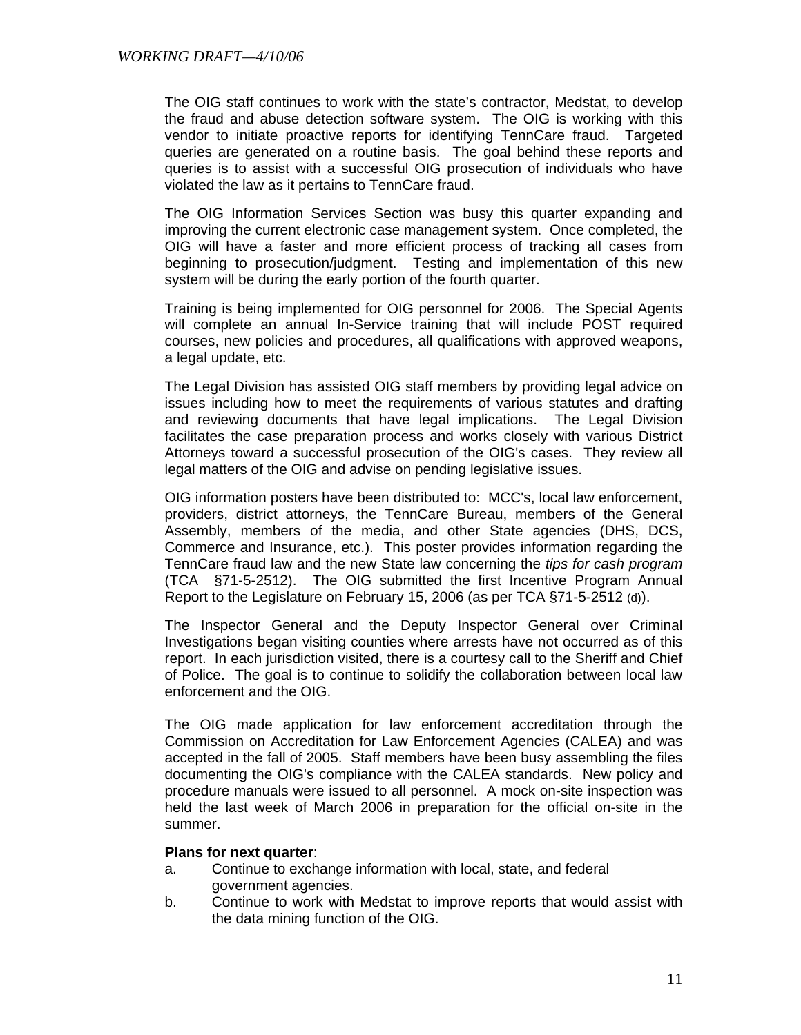The OIG staff continues to work with the state's contractor, Medstat, to develop the fraud and abuse detection software system. The OIG is working with this vendor to initiate proactive reports for identifying TennCare fraud. Targeted queries are generated on a routine basis. The goal behind these reports and queries is to assist with a successful OIG prosecution of individuals who have violated the law as it pertains to TennCare fraud.

The OIG Information Services Section was busy this quarter expanding and improving the current electronic case management system. Once completed, the OIG will have a faster and more efficient process of tracking all cases from beginning to prosecution/judgment. Testing and implementation of this new system will be during the early portion of the fourth quarter.

Training is being implemented for OIG personnel for 2006. The Special Agents will complete an annual In-Service training that will include POST required courses, new policies and procedures, all qualifications with approved weapons, a legal update, etc.

The Legal Division has assisted OIG staff members by providing legal advice on issues including how to meet the requirements of various statutes and drafting and reviewing documents that have legal implications. The Legal Division facilitates the case preparation process and works closely with various District Attorneys toward a successful prosecution of the OIG's cases. They review all legal matters of the OIG and advise on pending legislative issues.

OIG information posters have been distributed to: MCC's, local law enforcement, providers, district attorneys, the TennCare Bureau, members of the General Assembly, members of the media, and other State agencies (DHS, DCS, Commerce and Insurance, etc.). This poster provides information regarding the TennCare fraud law and the new State law concerning the *tips for cash program* (TCA §71-5-2512). The OIG submitted the first Incentive Program Annual Report to the Legislature on February 15, 2006 (as per TCA §71-5-2512 (d)).

The Inspector General and the Deputy Inspector General over Criminal Investigations began visiting counties where arrests have not occurred as of this report. In each jurisdiction visited, there is a courtesy call to the Sheriff and Chief of Police. The goal is to continue to solidify the collaboration between local law enforcement and the OIG.

The OIG made application for law enforcement accreditation through the Commission on Accreditation for Law Enforcement Agencies (CALEA) and was accepted in the fall of 2005. Staff members have been busy assembling the files documenting the OIG's compliance with the CALEA standards. New policy and procedure manuals were issued to all personnel. A mock on-site inspection was held the last week of March 2006 in preparation for the official on-site in the summer.

**Plans for next quarter**:

a. Continue to exchange information with local, state, and federal government agencies.
b. Continue to work with Medstat to improve reports that would assist with the data mining function of the OIG.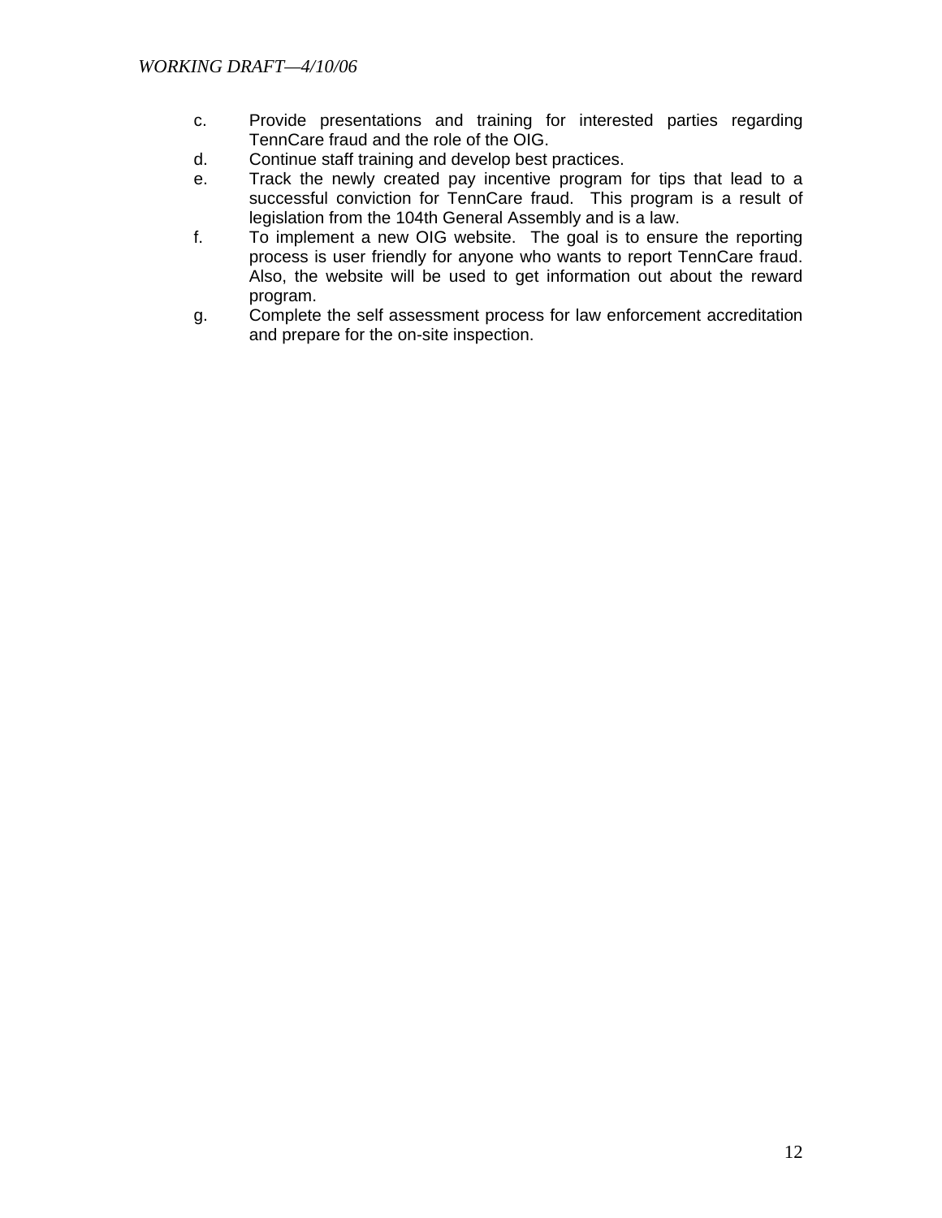c. Provide presentations and training for interested parties regarding TennCare fraud and the role of the OIG.
d. Continue staff training and develop best practices.
e. Track the newly created pay incentive program for tips that lead to a successful conviction for TennCare fraud. This program is a result of legislation from the 104th General Assembly and is a law.
f. To implement a new OIG website. The goal is to ensure the reporting process is user friendly for anyone who wants to report TennCare fraud. Also, the website will be used to get information out about the reward program.
g. Complete the self assessment process for law enforcement accreditation and prepare for the on-site inspection.